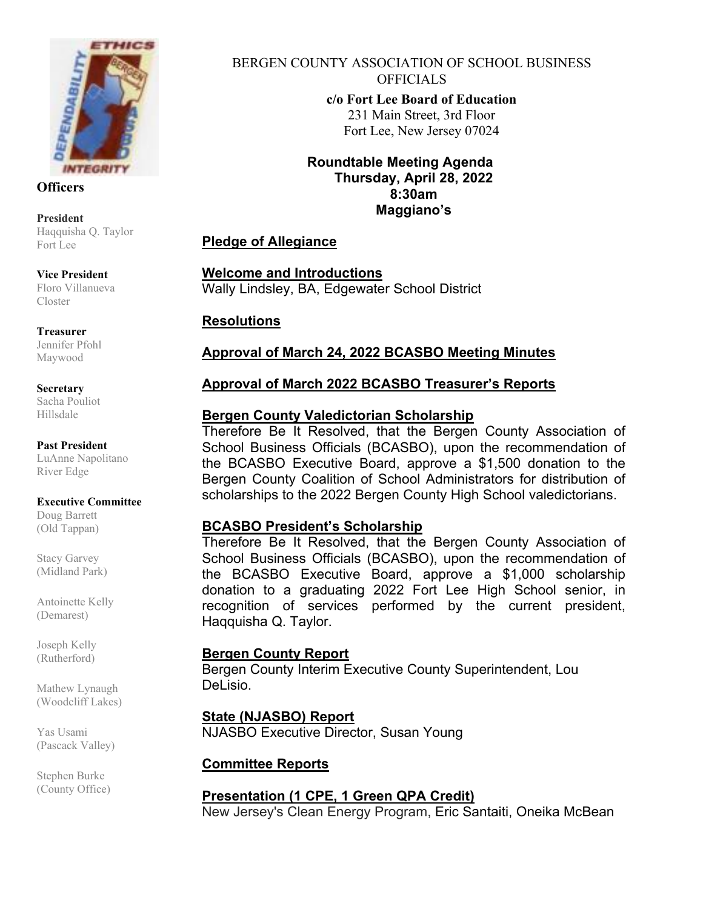BERGEN COUNTY ASSOCIATION OF SCHOOL BUSINESS OFFICIALS

**c/o Fort Lee Board of Education**
231 Main Street, 3rd Floor
Fort Lee, New Jersey 07024

**Roundtable Meeting Agenda**
**Thursday, April 28, 2022**
**8:30am**
**Maggiano's**

**Officers**

**President**
Haqquisha Q. Taylor
Fort Lee

**Vice President**
Floro Villanueva
Closter

**Treasurer**
Jennifer Pfohl
Maywood

**Secretary**
Sacha Pouliot
Hillsdale

**Past President**
LuAnne Napolitano
River Edge

**Executive Committee**
Doug Barrett
(Old Tappan)

Stacy Garvey
(Midland Park)

Antoinette Kelly
(Demarest)

Joseph Kelly
(Rutherford)

Mathew Lynaugh
(Woodcliff Lakes)

Yas Usami
(Pascack Valley)

Stephen Burke
(County Office)

## Pledge of Allegiance

## Welcome and Introductions

Wally Lindsley, BA, Edgewater School District

## Resolutions

## Approval of March 24, 2022 BCASBO Meeting Minutes

## Approval of March 2022 BCASBO Treasurer's Reports

## Bergen County Valedictorian Scholarship

Therefore Be It Resolved, that the Bergen County Association of School Business Officials (BCASBO), upon the recommendation of the BCASBO Executive Board, approve a $1,500 donation to the Bergen County Coalition of School Administrators for distribution of scholarships to the 2022 Bergen County High School valedictorians.

## BCASBO President's Scholarship

Therefore Be It Resolved, that the Bergen County Association of School Business Officials (BCASBO), upon the recommendation of the BCASBO Executive Board, approve a $1,000 scholarship donation to a graduating 2022 Fort Lee High School senior, in recognition of services performed by the current president, Haqquisha Q. Taylor.

## Bergen County Report

Bergen County Interim Executive County Superintendent, Lou DeLisio.

## State (NJASBO) Report

NJASBO Executive Director, Susan Young

## Committee Reports

## Presentation (1 CPE, 1 Green QPA Credit)

New Jersey's Clean Energy Program, Eric Santaiti, Oneika McBean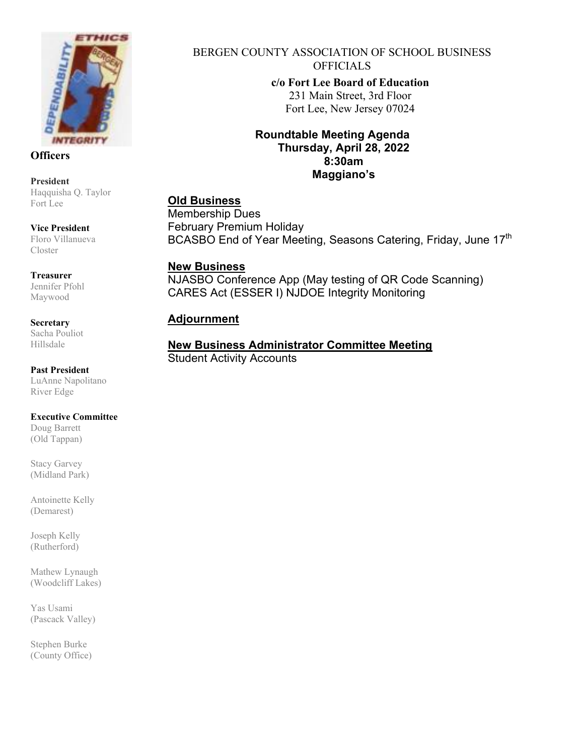BERGEN COUNTY ASSOCIATION OF SCHOOL BUSINESS OFFICIALS

**c/o Fort Lee Board of Education**
231 Main Street, 3rd Floor
Fort Lee, New Jersey 07024

**Roundtable Meeting Agenda**
**Thursday, April 28, 2022**
**8:30am**
**Maggiano's**

## Officers

**President**
Haqquisha Q. Taylor
Fort Lee

**Vice President**
Floro Villanueva
Closter

**Treasurer**
Jennifer Pfohl
Maywood

**Secretary**
Sacha Pouliot
Hillsdale

**Past President**
LuAnne Napolitano
River Edge

**Executive Committee**
Doug Barrett
(Old Tappan)

Stacy Garvey
(Midland Park)

Antoinette Kelly
(Demarest)

Joseph Kelly
(Rutherford)

Mathew Lynaugh
(Woodcliff Lakes)

Yas Usami
(Pascack Valley)

Stephen Burke
(County Office)

## Old Business

Membership Dues
February Premium Holiday
BCASBO End of Year Meeting, Seasons Catering, Friday, June 17th

## New Business

NJASBO Conference App (May testing of QR Code Scanning)
CARES Act (ESSER I) NJDOE Integrity Monitoring

## Adjournment

## New Business Administrator Committee Meeting

Student Activity Accounts